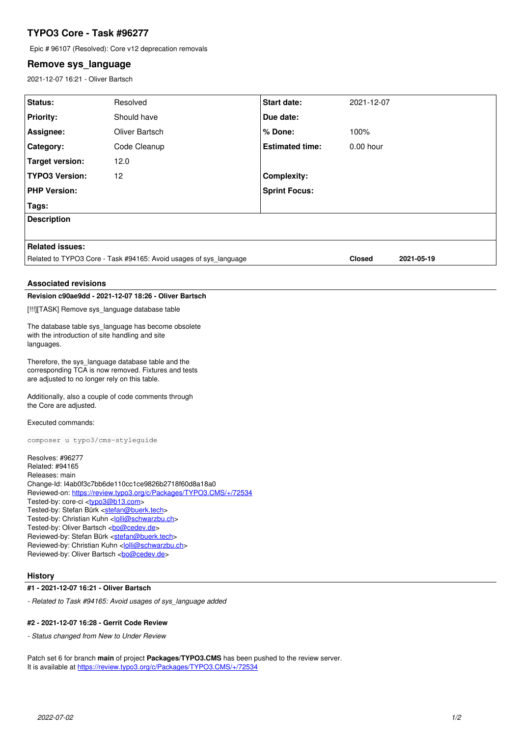# TYPO3 Core - Task #96277

Epic # 96107 (Resolved): Core v12 deprecation removals

## Remove sys_language

2021-12-07 16:21 - Oliver Bartsch

| | | | |
|---|---|---|---|
| **Status:** | Resolved | **Start date:** | 2021-12-07 |
| **Priority:** | Should have | **Due date:** | |
| **Assignee:** | Oliver Bartsch | **% Done:** | 100% |
| **Category:** | Code Cleanup | **Estimated time:** | 0.00 hour |
| **Target version:** | 12.0 | | |
| **TYPO3 Version:** | 12 | **Complexity:** | |
| **PHP Version:** | | **Sprint Focus:** | |
| **Tags:** | | | |

**Description**

**Related issues:**

| | | |
|---|---|---|
| Related to TYPO3 Core - Task #94165: Avoid usages of sys_language | **Closed** | **2021-05-19** |

### Associated revisions

**Revision c90ae9dd - 2021-12-07 18:26 - Oliver Bartsch**

[!!!][TASK] Remove sys_language database table

The database table sys_language has become obsolete
with the introduction of site handling and site
languages.

Therefore, the sys_language database table and the
corresponding TCA is now removed. Fixtures and tests
are adjusted to no longer rely on this table.

Additionally, also a couple of code comments through
the Core are adjusted.

Executed commands:

```
composer u typo3/cms-styleguide
```

Resolves: #96277
Related: #94165
Releases: main
Change-Id: I4ab0f3c7bb6de110cc1ce9826b2718f60d8a18a0
Reviewed-on: https://review.typo3.org/c/Packages/TYPO3.CMS/+/72534
Tested-by: core-ci <typo3@b13.com>
Tested-by: Stefan Bürk <stefan@buerk.tech>
Tested-by: Christian Kuhn <lolli@schwarzbu.ch>
Tested-by: Oliver Bartsch <bo@cedev.de>
Reviewed-by: Stefan Bürk <stefan@buerk.tech>
Reviewed-by: Christian Kuhn <lolli@schwarzbu.ch>
Reviewed-by: Oliver Bartsch <bo@cedev.de>

### History

**#1 - 2021-12-07 16:21 - Oliver Bartsch**

*- Related to Task #94165: Avoid usages of sys_language added*

**#2 - 2021-12-07 16:28 - Gerrit Code Review**

*- Status changed from New to Under Review*

Patch set 6 for branch **main** of project **Packages/TYPO3.CMS** has been pushed to the review server.
It is available at https://review.typo3.org/c/Packages/TYPO3.CMS/+/72534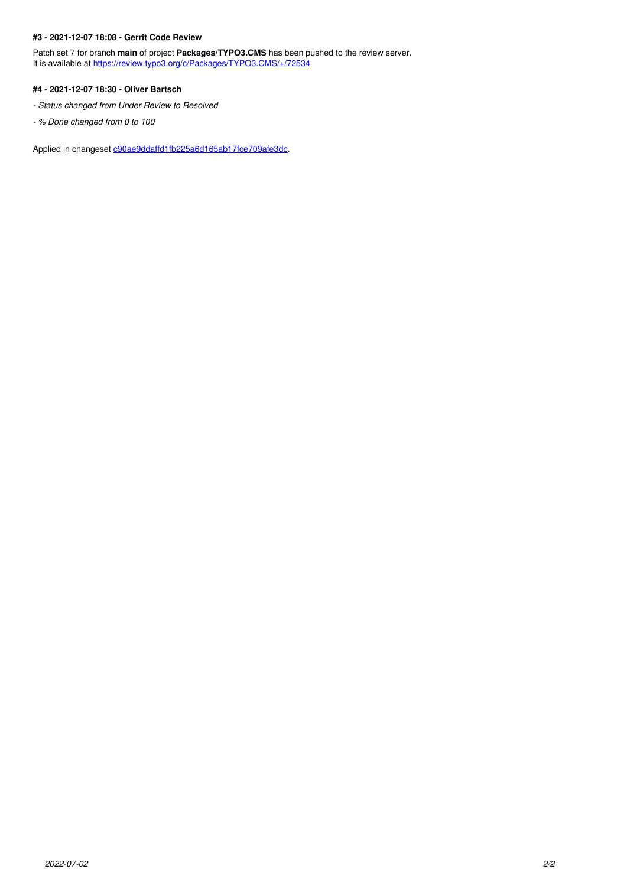#### #3 - 2021-12-07 18:08 - Gerrit Code Review

Patch set 7 for branch **main** of project **Packages/TYPO3.CMS** has been pushed to the review server.
It is available at https://review.typo3.org/c/Packages/TYPO3.CMS/+/72534

#### #4 - 2021-12-07 18:30 - Oliver Bartsch

- *Status changed from Under Review to Resolved*
- *% Done changed from 0 to 100*

Applied in changeset c90ae9ddaffd1fb225a6d165ab17fce709afe3dc.